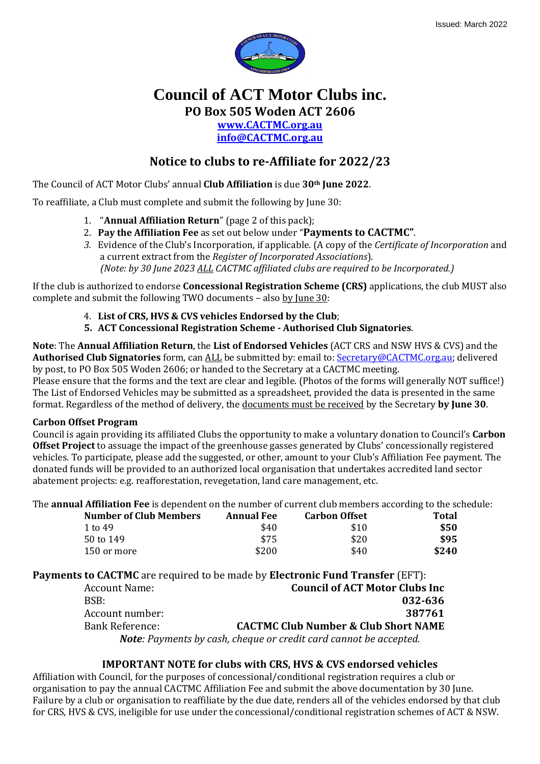Issued: March 2022

# Council of ACT Motor Clubs inc.

## PO Box 505 Woden ACT 2606

**www.CACTMC.org.au**
**info@CACTMC.org.au**

## Notice to clubs to re-Affiliate for 2022/23

The Council of ACT Motor Clubs' annual **Club Affiliation** is due **30th June 2022**.

To reaffiliate, a Club must complete and submit the following by June 30:

1. "**Annual Affiliation Return**" (page 2 of this pack);
2. **Pay the Affiliation Fee** as set out below under "**Payments to CACTMC"**.
3. Evidence of the Club's Incorporation, if applicable. (A copy of the *Certificate of Incorporation* and a current extract from the *Register of Incorporated Associations*).
   *(Note: by 30 June 2023 ALL CACTMC affiliated clubs are required to be Incorporated.)*

If the club is authorized to endorse **Concessional Registration Scheme (CRS)** applications, the club MUST also complete and submit the following TWO documents – also by June 30:

4. **List of CRS, HVS & CVS vehicles Endorsed by the Club**;
5. **ACT Concessional Registration Scheme - Authorised Club Signatories**.

**Note**: The **Annual Affiliation Return**, the **List of Endorsed Vehicles** (ACT CRS and NSW HVS & CVS) and the **Authorised Club Signatories** form, can ALL be submitted by: email to: Secretary@CACTMC.org.au; delivered by post, to PO Box 505 Woden 2606; or handed to the Secretary at a CACTMC meeting.
Please ensure that the forms and the text are clear and legible. (Photos of the forms will generally NOT suffice!)
The List of Endorsed Vehicles may be submitted as a spreadsheet, provided the data is presented in the same format. Regardless of the method of delivery, the documents must be received by the Secretary **by June 30**.

### Carbon Offset Program

Council is again providing its affiliated Clubs the opportunity to make a voluntary donation to Council's **Carbon Offset Project** to assuage the impact of the greenhouse gasses generated by Clubs' concessionally registered vehicles. To participate, please add the suggested, or other, amount to your Club's Affiliation Fee payment. The donated funds will be provided to an authorized local organisation that undertakes accredited land sector abatement projects: e.g. reafforestation, revegetation, land care management, etc.

The **annual Affiliation Fee** is dependent on the number of current club members according to the schedule:

| Number of Club Members | Annual Fee | Carbon Offset | Total |
|---|---|---|---|
| 1 to 49 | $40 | $10 | **$50** |
| 50 to 149 | $75 | $20 | **$95** |
| 150 or more | $200 | $40 | **$240** |

**Payments to CACTMC** are required to be made by **Electronic Fund Transfer** (EFT):

| | |
|---|---|
| Account Name: | **Council of ACT Motor Clubs Inc** |
| BSB: | **032-636** |
| Account number: | **387761** |
| Bank Reference: | **CACTMC Club Number & Club Short NAME** |

***Note**: Payments by cash, cheque or credit card cannot be accepted.*

### IMPORTANT NOTE for clubs with CRS, HVS & CVS endorsed vehicles

Affiliation with Council, for the purposes of concessional/conditional registration requires a club or organisation to pay the annual CACTMC Affiliation Fee and submit the above documentation by 30 June. Failure by a club or organisation to reaffiliate by the due date, renders all of the vehicles endorsed by that club for CRS, HVS & CVS, ineligible for use under the concessional/conditional registration schemes of ACT & NSW.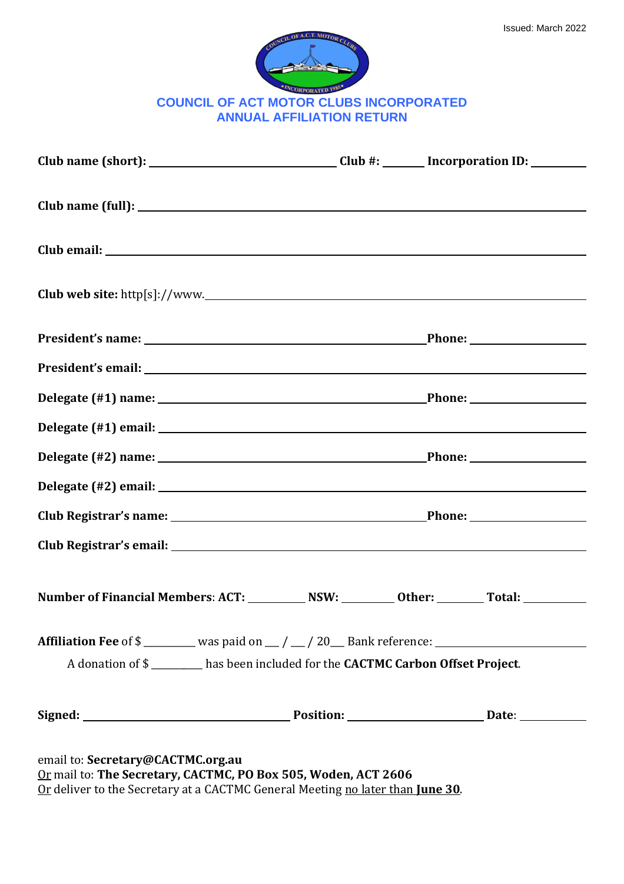Issued: March 2022

# COUNCIL OF ACT MOTOR CLUBS INCORPORATED
## ANNUAL AFFILIATION RETURN

**Club name (short):** ______________________________ **Club #:** _______ **Incorporation ID:** _________

**Club name (full):** ______________________________________________________________

**Club email:** ______________________________________________________________

**Club web site:** http[s]://www.______________________________________________________

**President's name:** ____________________________________________ **Phone:** __________________

**President's email:** ______________________________________________________________

**Delegate (#1) name:** __________________________________________ **Phone:** __________________

**Delegate (#1) email:** ______________________________________________________________

**Delegate (#2) name:** __________________________________________ **Phone:** __________________

**Delegate (#2) email:** ______________________________________________________________

**Club Registrar's name:** ________________________________________ **Phone:** __________________

**Club Registrar's email:** ______________________________________________________________

**Number of Financial Members**: **ACT:** _________ **NSW:** ________ **Other:** _______ **Total:** __________

**Affiliation Fee** of $ ________ was paid on __ / __ / 20__ Bank reference: ________________________

A donation of $ ________ has been included for the **CACTMC Carbon Offset Project**.

**Signed:** ________________________________ **Position:** ______________________ **Date**: __________

email to: **Secretary@CACTMC.org.au**
Or mail to: **The Secretary, CACTMC, PO Box 505, Woden, ACT 2606**
Or deliver to the Secretary at a CACTMC General Meeting no later than **June 30**.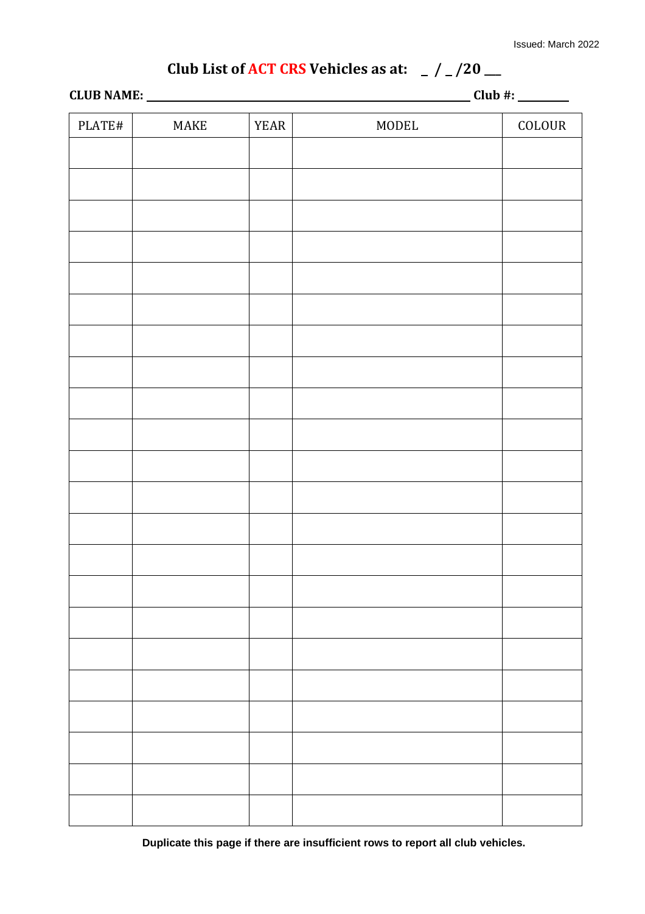Issued: March 2022

# Club List of ACT CRS Vehicles as at: _ / _ /20 __

**CLUB NAME:** ______________________________ **Club #:** ________

| PLATE# | MAKE | YEAR | MODEL | COLOUR |
|---|---|---|---|---|
| | | | | |
| | | | | |
| | | | | |
| | | | | |
| | | | | |
| | | | | |
| | | | | |
| | | | | |
| | | | | |
| | | | | |
| | | | | |
| | | | | |
| | | | | |
| | | | | |
| | | | | |
| | | | | |
| | | | | |
| | | | | |
| | | | | |
| | | | | |
| | | | | |
| | | | | |

**Duplicate this page if there are insufficient rows to report all club vehicles.**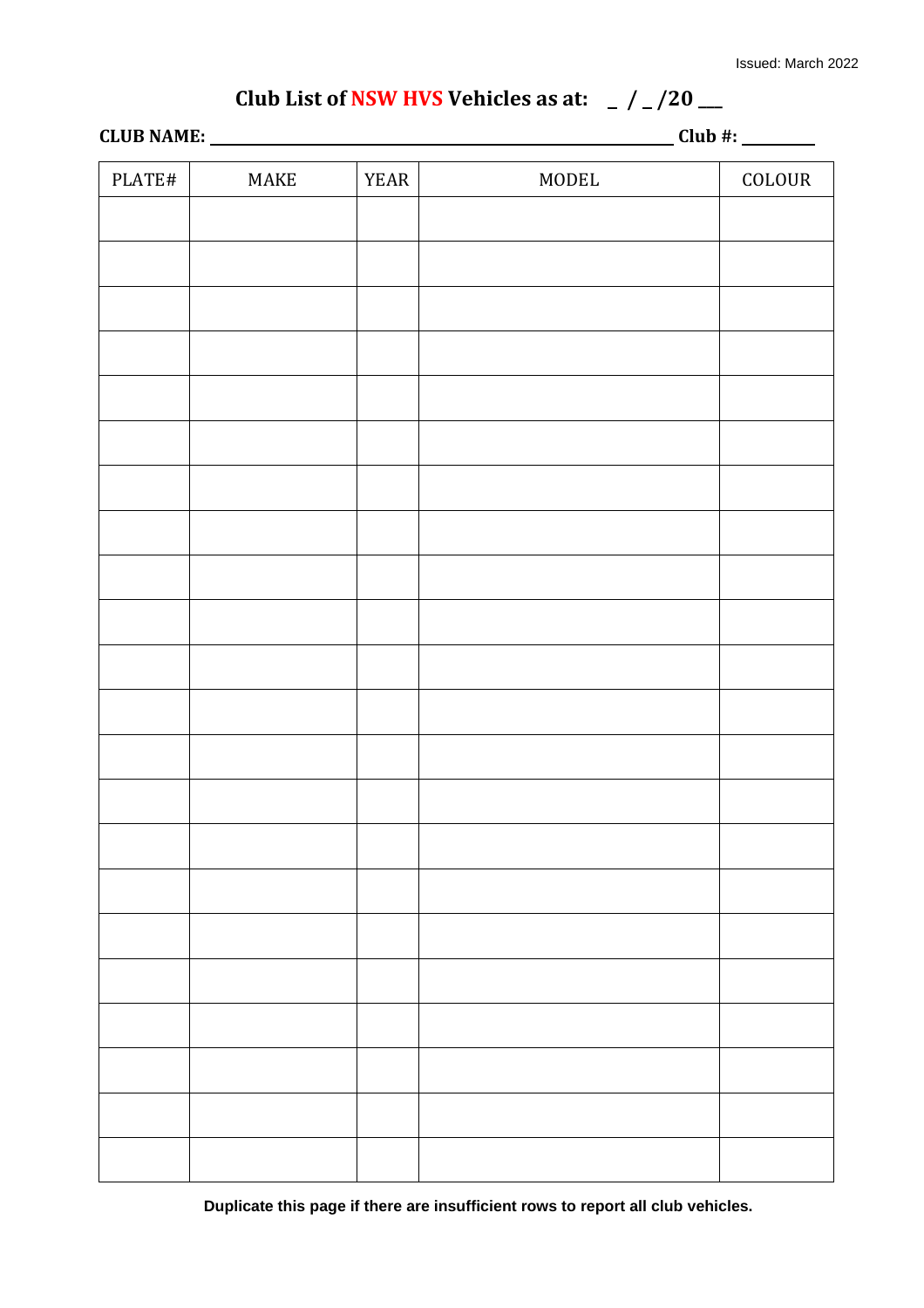Issued: March 2022

# Club List of NSW HVS Vehicles as at: _ / _ /20 __

**CLUB NAME:** ____________________________________________ **Club #:** ________

| PLATE# | MAKE | YEAR | MODEL | COLOUR |
|---|---|---|---|---|
| | | | | |
| | | | | |
| | | | | |
| | | | | |
| | | | | |
| | | | | |
| | | | | |
| | | | | |
| | | | | |
| | | | | |
| | | | | |
| | | | | |
| | | | | |
| | | | | |
| | | | | |
| | | | | |
| | | | | |
| | | | | |
| | | | | |
| | | | | |
| | | | | |
| | | | | |
| | | | | |

**Duplicate this page if there are insufficient rows to report all club vehicles.**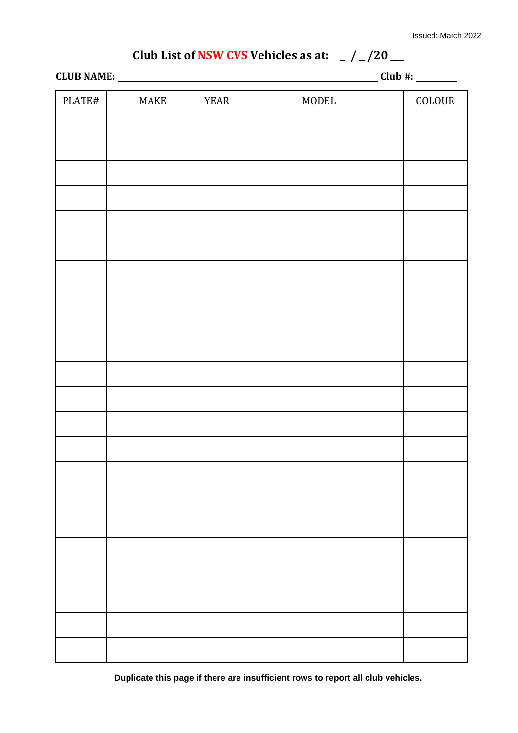Issued: March 2022

# Club List of NSW CVS Vehicles as at: _ / _ /20 __

**CLUB NAME:** ____________________________________________ **Club #:** ________

| PLATE# | MAKE | YEAR | MODEL | COLOUR |
|---|---|---|---|---|
| | | | | |
| | | | | |
| | | | | |
| | | | | |
| | | | | |
| | | | | |
| | | | | |
| | | | | |
| | | | | |
| | | | | |
| | | | | |
| | | | | |
| | | | | |
| | | | | |
| | | | | |
| | | | | |
| | | | | |
| | | | | |
| | | | | |
| | | | | |
| | | | | |
| | | | | |

**Duplicate this page if there are insufficient rows to report all club vehicles.**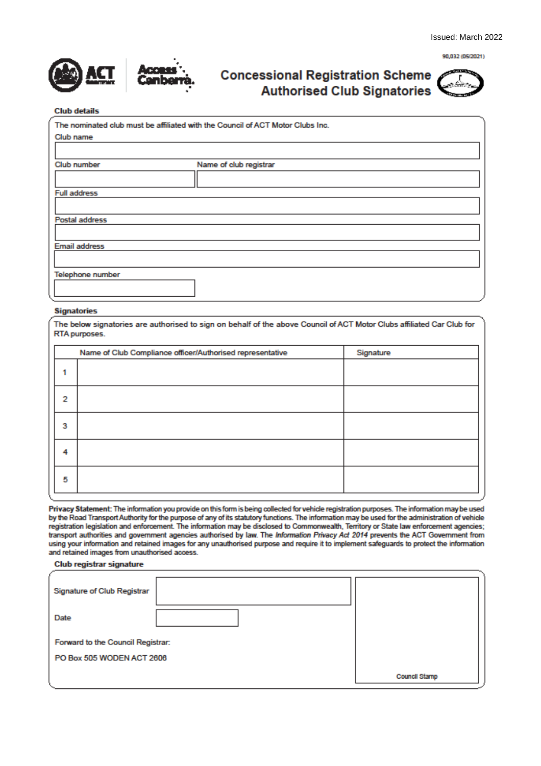Issued: March 2022

90,032 (05/2021)

# Concessional Registration Scheme Authorised Club Signatories

### Club details

The nominated club must be affiliated with the Council of ACT Motor Clubs Inc.

Club name

Club number

Name of club registrar

Full address

Postal address

Email address

Telephone number

### Signatories

The below signatories are authorised to sign on behalf of the above Council of ACT Motor Clubs affiliated Car Club for RTA purposes.

| | Name of Club Compliance officer/Authorised representative | Signature |
|---|---|---|
| 1 | | |
| 2 | | |
| 3 | | |
| 4 | | |
| 5 | | |

**Privacy Statement:** The information you provide on this form is being collected for vehicle registration purposes. The information may be used by the Road Transport Authority for the purpose of any of its statutory functions. The information may be used for the administration of vehicle registration legislation and enforcement. The information may be disclosed to Commonwealth, Territory or State law enforcement agencies; transport authorities and government agencies authorised by law. The *Information Privacy Act 2014* prevents the ACT Government from using your information and retained images for any unauthorised purpose and require it to implement safeguards to protect the information and retained images from unauthorised access.

### Club registrar signature

Signature of Club Registrar

Date

Forward to the Council Registrar:

PO Box 505 WODEN ACT 2606

Council Stamp